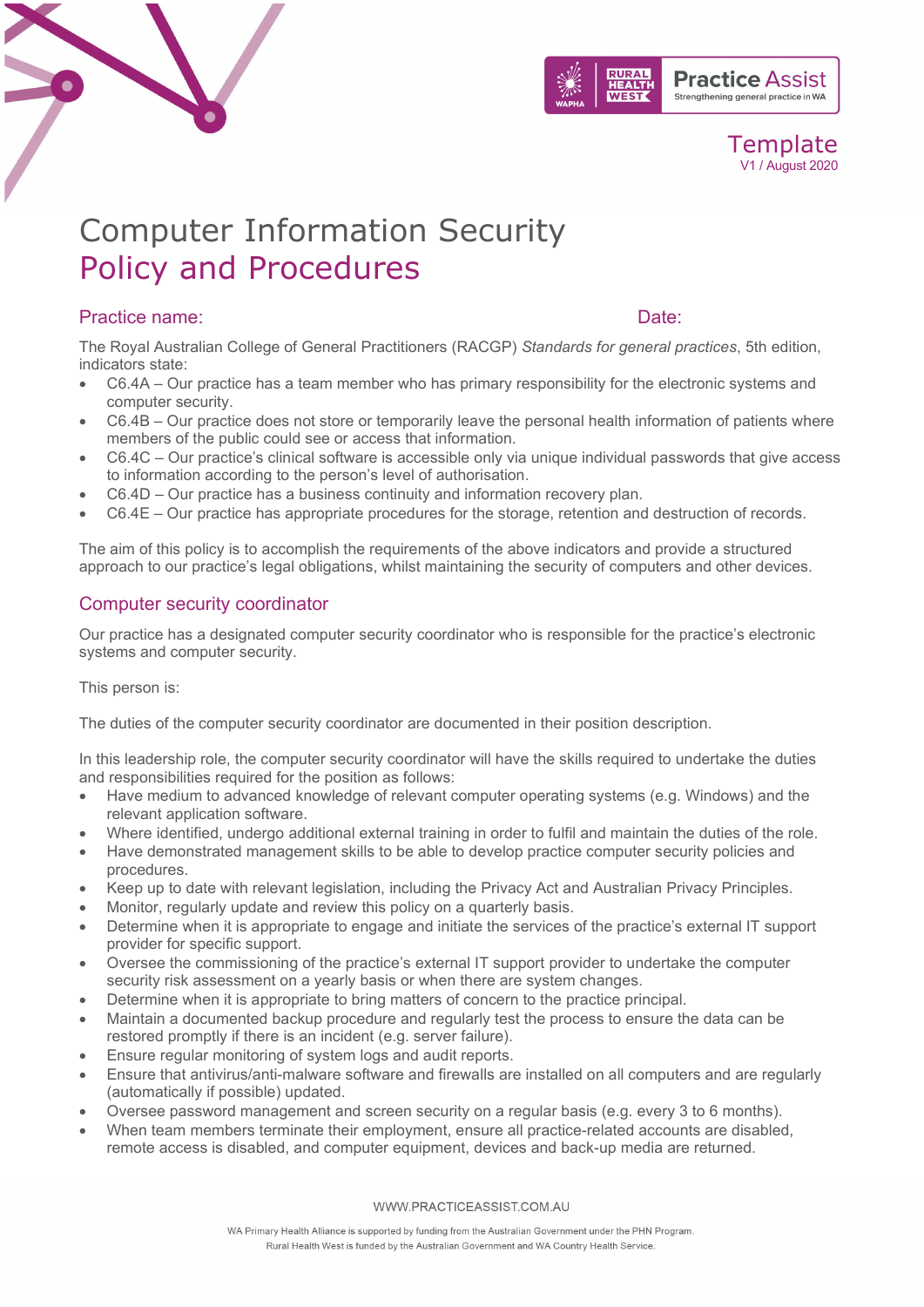Template
V1 / August 2020

# Computer Information Security Policy and Procedures

## Practice name: Date:

The Royal Australian College of General Practitioners (RACGP) *Standards for general practices*, 5th edition, indicators state:

- C6.4A – Our practice has a team member who has primary responsibility for the electronic systems and computer security.
- C6.4B – Our practice does not store or temporarily leave the personal health information of patients where members of the public could see or access that information.
- C6.4C – Our practice's clinical software is accessible only via unique individual passwords that give access to information according to the person's level of authorisation.
- C6.4D – Our practice has a business continuity and information recovery plan.
- C6.4E – Our practice has appropriate procedures for the storage, retention and destruction of records.

The aim of this policy is to accomplish the requirements of the above indicators and provide a structured approach to our practice's legal obligations, whilst maintaining the security of computers and other devices.

## Computer security coordinator

Our practice has a designated computer security coordinator who is responsible for the practice's electronic systems and computer security.

This person is:

The duties of the computer security coordinator are documented in their position description.

In this leadership role, the computer security coordinator will have the skills required to undertake the duties and responsibilities required for the position as follows:

- Have medium to advanced knowledge of relevant computer operating systems (e.g. Windows) and the relevant application software.
- Where identified, undergo additional external training in order to fulfil and maintain the duties of the role.
- Have demonstrated management skills to be able to develop practice computer security policies and procedures.
- Keep up to date with relevant legislation, including the Privacy Act and Australian Privacy Principles.
- Monitor, regularly update and review this policy on a quarterly basis.
- Determine when it is appropriate to engage and initiate the services of the practice's external IT support provider for specific support.
- Oversee the commissioning of the practice's external IT support provider to undertake the computer security risk assessment on a yearly basis or when there are system changes.
- Determine when it is appropriate to bring matters of concern to the practice principal.
- Maintain a documented backup procedure and regularly test the process to ensure the data can be restored promptly if there is an incident (e.g. server failure).
- Ensure regular monitoring of system logs and audit reports.
- Ensure that antivirus/anti-malware software and firewalls are installed on all computers and are regularly (automatically if possible) updated.
- Oversee password management and screen security on a regular basis (e.g. every 3 to 6 months).
- When team members terminate their employment, ensure all practice-related accounts are disabled, remote access is disabled, and computer equipment, devices and back-up media are returned.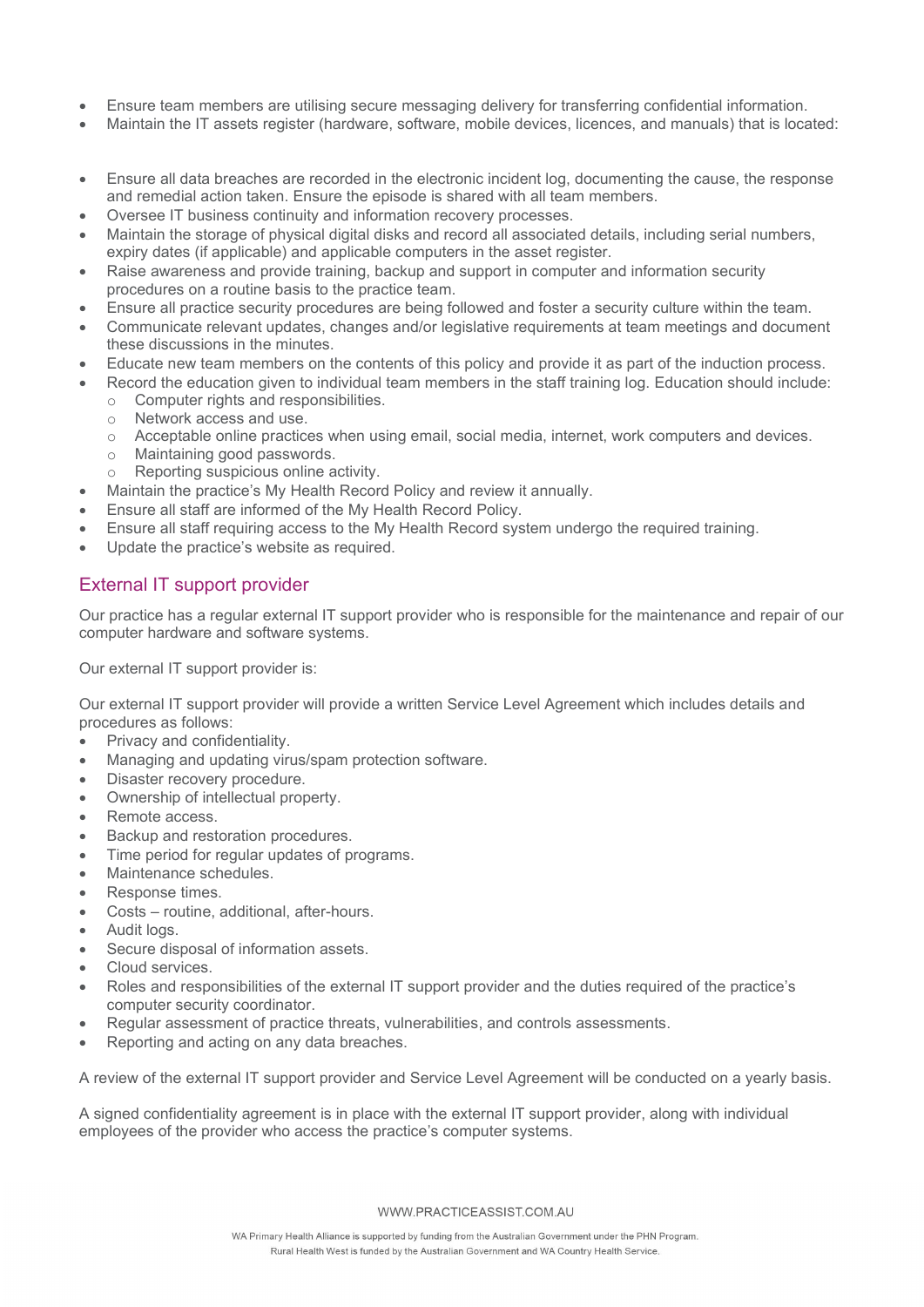- Ensure team members are utilising secure messaging delivery for transferring confidential information.
- Maintain the IT assets register (hardware, software, mobile devices, licences, and manuals) that is located:

- Ensure all data breaches are recorded in the electronic incident log, documenting the cause, the response and remedial action taken. Ensure the episode is shared with all team members.
- Oversee IT business continuity and information recovery processes.
- Maintain the storage of physical digital disks and record all associated details, including serial numbers, expiry dates (if applicable) and applicable computers in the asset register.
- Raise awareness and provide training, backup and support in computer and information security procedures on a routine basis to the practice team.
- Ensure all practice security procedures are being followed and foster a security culture within the team.
- Communicate relevant updates, changes and/or legislative requirements at team meetings and document these discussions in the minutes.
- Educate new team members on the contents of this policy and provide it as part of the induction process.
- Record the education given to individual team members in the staff training log. Education should include:
  - Computer rights and responsibilities.
  - Network access and use.
  - Acceptable online practices when using email, social media, internet, work computers and devices.
  - Maintaining good passwords.
  - Reporting suspicious online activity.
- Maintain the practice's My Health Record Policy and review it annually.
- Ensure all staff are informed of the My Health Record Policy.
- Ensure all staff requiring access to the My Health Record system undergo the required training.
- Update the practice's website as required.

## External IT support provider

Our practice has a regular external IT support provider who is responsible for the maintenance and repair of our computer hardware and software systems.

Our external IT support provider is:

Our external IT support provider will provide a written Service Level Agreement which includes details and procedures as follows:

- Privacy and confidentiality.
- Managing and updating virus/spam protection software.
- Disaster recovery procedure.
- Ownership of intellectual property.
- Remote access.
- Backup and restoration procedures.
- Time period for regular updates of programs.
- Maintenance schedules.
- Response times.
- Costs – routine, additional, after-hours.
- Audit logs.
- Secure disposal of information assets.
- Cloud services.
- Roles and responsibilities of the external IT support provider and the duties required of the practice's computer security coordinator.
- Regular assessment of practice threats, vulnerabilities, and controls assessments.
- Reporting and acting on any data breaches.

A review of the external IT support provider and Service Level Agreement will be conducted on a yearly basis.

A signed confidentiality agreement is in place with the external IT support provider, along with individual employees of the provider who access the practice's computer systems.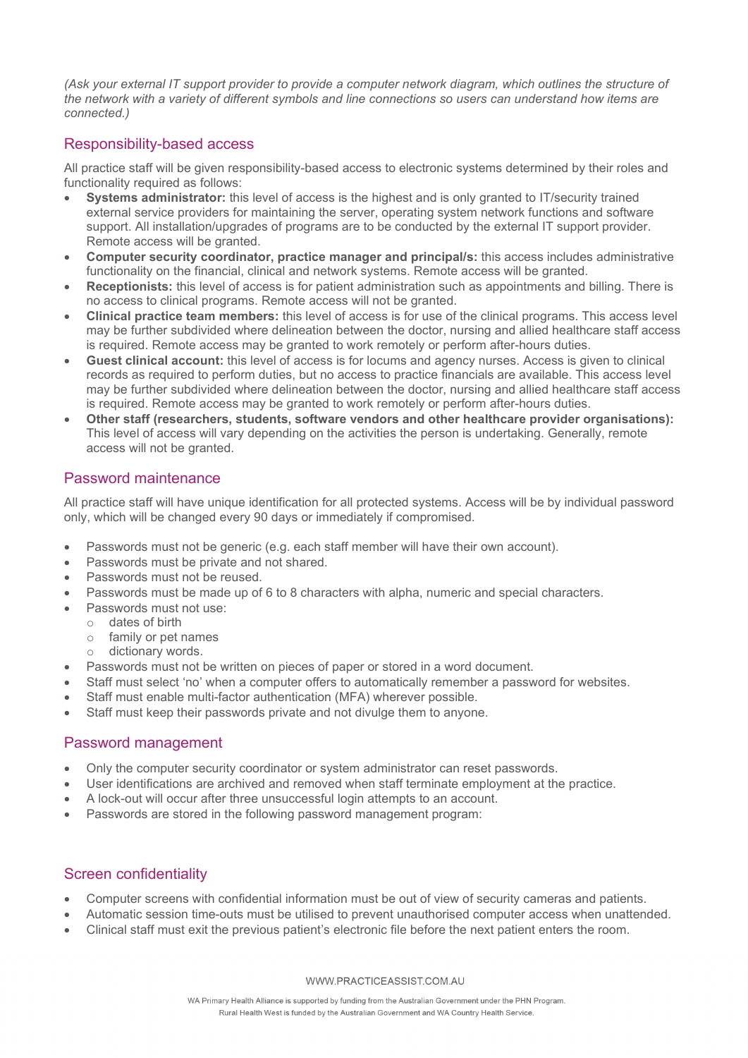*(Ask your external IT support provider to provide a computer network diagram, which outlines the structure of the network with a variety of different symbols and line connections so users can understand how items are connected.)*

## Responsibility-based access

All practice staff will be given responsibility-based access to electronic systems determined by their roles and functionality required as follows:

- **Systems administrator:** this level of access is the highest and is only granted to IT/security trained external service providers for maintaining the server, operating system network functions and software support. All installation/upgrades of programs are to be conducted by the external IT support provider. Remote access will be granted.
- **Computer security coordinator, practice manager and principal/s:** this access includes administrative functionality on the financial, clinical and network systems. Remote access will be granted.
- **Receptionists:** this level of access is for patient administration such as appointments and billing. There is no access to clinical programs. Remote access will not be granted.
- **Clinical practice team members:** this level of access is for use of the clinical programs. This access level may be further subdivided where delineation between the doctor, nursing and allied healthcare staff access is required. Remote access may be granted to work remotely or perform after-hours duties.
- **Guest clinical account:** this level of access is for locums and agency nurses. Access is given to clinical records as required to perform duties, but no access to practice financials are available. This access level may be further subdivided where delineation between the doctor, nursing and allied healthcare staff access is required. Remote access may be granted to work remotely or perform after-hours duties.
- **Other staff (researchers, students, software vendors and other healthcare provider organisations):** This level of access will vary depending on the activities the person is undertaking. Generally, remote access will not be granted.

## Password maintenance

All practice staff will have unique identification for all protected systems. Access will be by individual password only, which will be changed every 90 days or immediately if compromised.

- Passwords must not be generic (e.g. each staff member will have their own account).
- Passwords must be private and not shared.
- Passwords must not be reused.
- Passwords must be made up of 6 to 8 characters with alpha, numeric and special characters.
- Passwords must not use:
  - dates of birth
  - family or pet names
  - dictionary words.
- Passwords must not be written on pieces of paper or stored in a word document.
- Staff must select 'no' when a computer offers to automatically remember a password for websites.
- Staff must enable multi-factor authentication (MFA) wherever possible.
- Staff must keep their passwords private and not divulge them to anyone.

## Password management

- Only the computer security coordinator or system administrator can reset passwords.
- User identifications are archived and removed when staff terminate employment at the practice.
- A lock-out will occur after three unsuccessful login attempts to an account.
- Passwords are stored in the following password management program:

## Screen confidentiality

- Computer screens with confidential information must be out of view of security cameras and patients.
- Automatic session time-outs must be utilised to prevent unauthorised computer access when unattended.
- Clinical staff must exit the previous patient's electronic file before the next patient enters the room.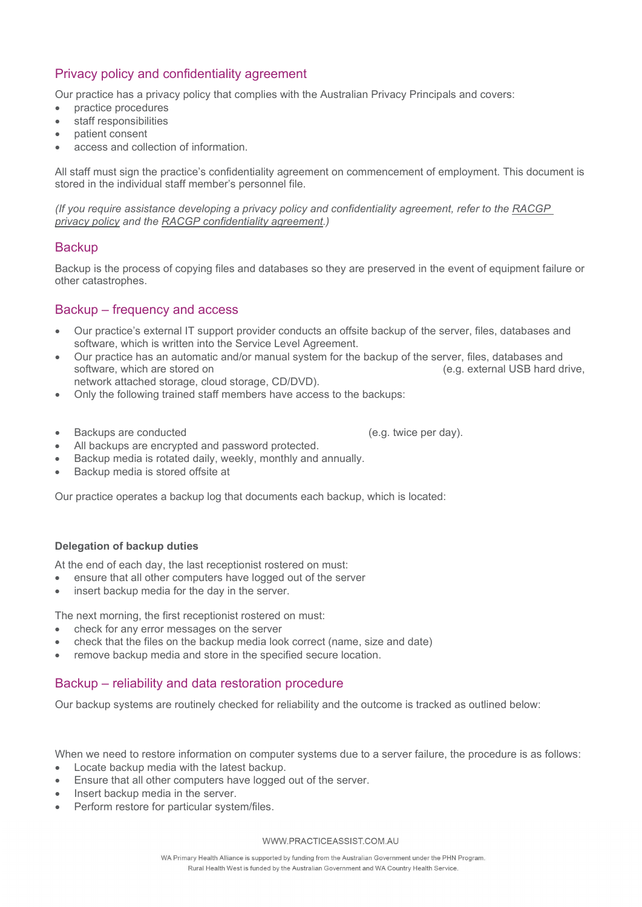## Privacy policy and confidentiality agreement

Our practice has a privacy policy that complies with the Australian Privacy Principals and covers:

- practice procedures
- staff responsibilities
- patient consent
- access and collection of information.

All staff must sign the practice's confidentiality agreement on commencement of employment. This document is stored in the individual staff member's personnel file.

*(If you require assistance developing a privacy policy and confidentiality agreement, refer to the RACGP privacy policy and the RACGP confidentiality agreement.)*

## Backup

Backup is the process of copying files and databases so they are preserved in the event of equipment failure or other catastrophes.

## Backup – frequency and access

- Our practice's external IT support provider conducts an offsite backup of the server, files, databases and software, which is written into the Service Level Agreement.
- Our practice has an automatic and/or manual system for the backup of the server, files, databases and software, which are stored on (e.g. external USB hard drive, network attached storage, cloud storage, CD/DVD).
- Only the following trained staff members have access to the backups:

- Backups are conducted (e.g. twice per day).
- All backups are encrypted and password protected.
- Backup media is rotated daily, weekly, monthly and annually.
- Backup media is stored offsite at

Our practice operates a backup log that documents each backup, which is located:

#### Delegation of backup duties

At the end of each day, the last receptionist rostered on must:

- ensure that all other computers have logged out of the server
- insert backup media for the day in the server.

The next morning, the first receptionist rostered on must:

- check for any error messages on the server
- check that the files on the backup media look correct (name, size and date)
- remove backup media and store in the specified secure location.

## Backup – reliability and data restoration procedure

Our backup systems are routinely checked for reliability and the outcome is tracked as outlined below:

When we need to restore information on computer systems due to a server failure, the procedure is as follows:

- Locate backup media with the latest backup.
- Ensure that all other computers have logged out of the server.
- Insert backup media in the server.
- Perform restore for particular system/files.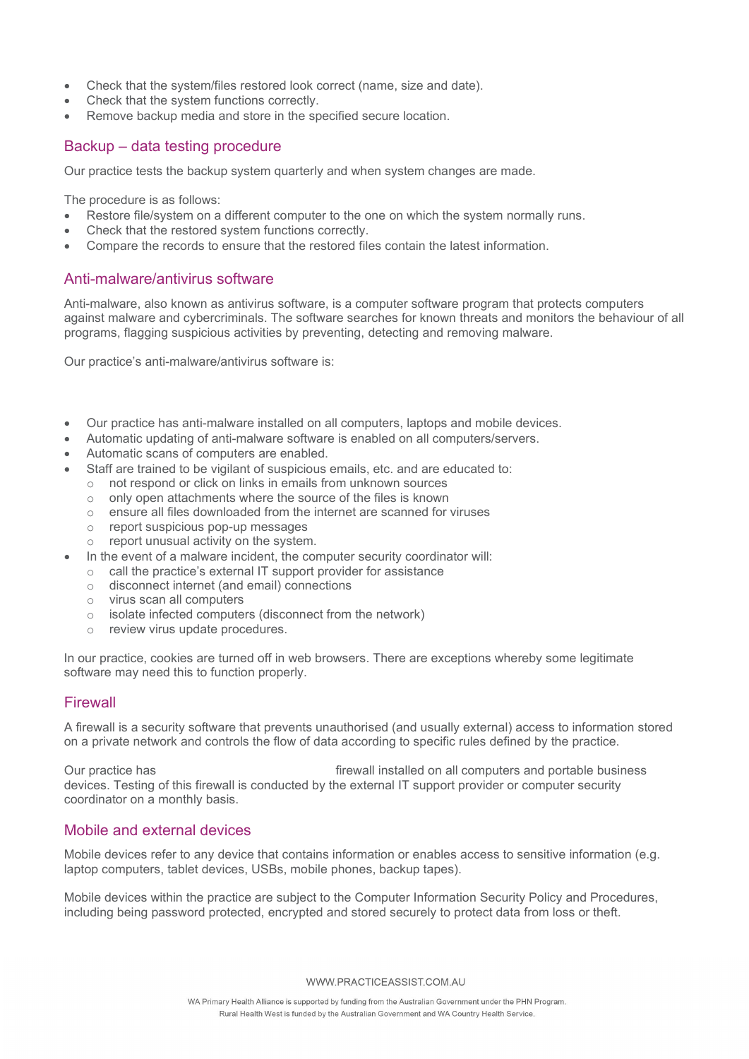- Check that the system/files restored look correct (name, size and date).
- Check that the system functions correctly.
- Remove backup media and store in the specified secure location.

## Backup – data testing procedure

Our practice tests the backup system quarterly and when system changes are made.

The procedure is as follows:

- Restore file/system on a different computer to the one on which the system normally runs.
- Check that the restored system functions correctly.
- Compare the records to ensure that the restored files contain the latest information.

## Anti-malware/antivirus software

Anti-malware, also known as antivirus software, is a computer software program that protects computers against malware and cybercriminals. The software searches for known threats and monitors the behaviour of all programs, flagging suspicious activities by preventing, detecting and removing malware.

Our practice's anti-malware/antivirus software is:

- Our practice has anti-malware installed on all computers, laptops and mobile devices.
- Automatic updating of anti-malware software is enabled on all computers/servers.
- Automatic scans of computers are enabled.
- Staff are trained to be vigilant of suspicious emails, etc. and are educated to:
  - not respond or click on links in emails from unknown sources
  - only open attachments where the source of the files is known
  - ensure all files downloaded from the internet are scanned for viruses
  - report suspicious pop-up messages
  - report unusual activity on the system.
- In the event of a malware incident, the computer security coordinator will:
  - call the practice's external IT support provider for assistance
  - disconnect internet (and email) connections
  - virus scan all computers
  - isolate infected computers (disconnect from the network)
  - review virus update procedures.

In our practice, cookies are turned off in web browsers. There are exceptions whereby some legitimate software may need this to function properly.

## Firewall

A firewall is a security software that prevents unauthorised (and usually external) access to information stored on a private network and controls the flow of data according to specific rules defined by the practice.

Our practice has firewall installed on all computers and portable business devices. Testing of this firewall is conducted by the external IT support provider or computer security coordinator on a monthly basis.

## Mobile and external devices

Mobile devices refer to any device that contains information or enables access to sensitive information (e.g. laptop computers, tablet devices, USBs, mobile phones, backup tapes).

Mobile devices within the practice are subject to the Computer Information Security Policy and Procedures, including being password protected, encrypted and stored securely to protect data from loss or theft.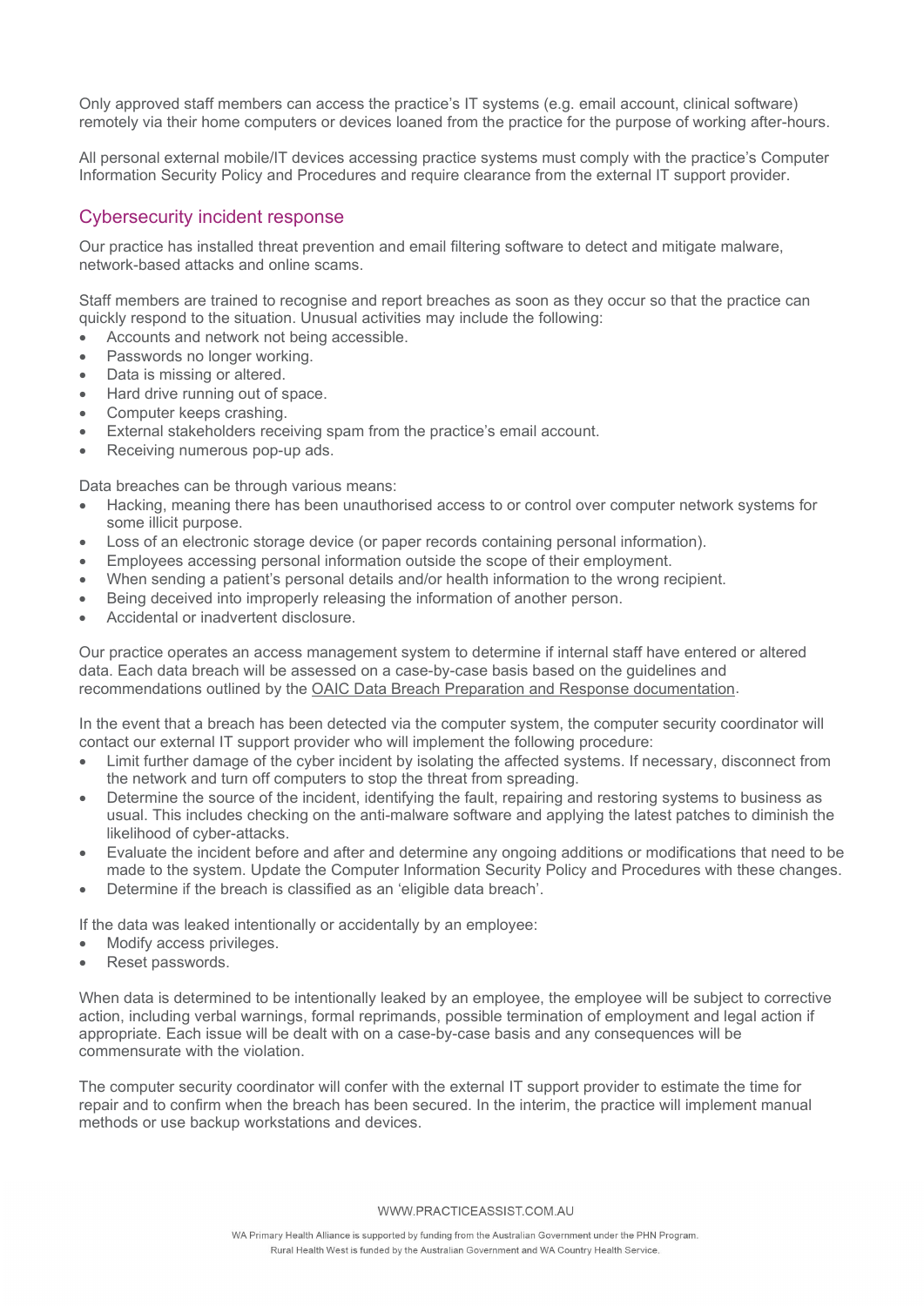Only approved staff members can access the practice's IT systems (e.g. email account, clinical software) remotely via their home computers or devices loaned from the practice for the purpose of working after-hours.

All personal external mobile/IT devices accessing practice systems must comply with the practice's Computer Information Security Policy and Procedures and require clearance from the external IT support provider.

## Cybersecurity incident response

Our practice has installed threat prevention and email filtering software to detect and mitigate malware, network-based attacks and online scams.

Staff members are trained to recognise and report breaches as soon as they occur so that the practice can quickly respond to the situation. Unusual activities may include the following:

- Accounts and network not being accessible.
- Passwords no longer working.
- Data is missing or altered.
- Hard drive running out of space.
- Computer keeps crashing.
- External stakeholders receiving spam from the practice's email account.
- Receiving numerous pop-up ads.

Data breaches can be through various means:

- Hacking, meaning there has been unauthorised access to or control over computer network systems for some illicit purpose.
- Loss of an electronic storage device (or paper records containing personal information).
- Employees accessing personal information outside the scope of their employment.
- When sending a patient's personal details and/or health information to the wrong recipient.
- Being deceived into improperly releasing the information of another person.
- Accidental or inadvertent disclosure.

Our practice operates an access management system to determine if internal staff have entered or altered data. Each data breach will be assessed on a case-by-case basis based on the guidelines and recommendations outlined by the OAIC Data Breach Preparation and Response documentation.

In the event that a breach has been detected via the computer system, the computer security coordinator will contact our external IT support provider who will implement the following procedure:

- Limit further damage of the cyber incident by isolating the affected systems. If necessary, disconnect from the network and turn off computers to stop the threat from spreading.
- Determine the source of the incident, identifying the fault, repairing and restoring systems to business as usual. This includes checking on the anti-malware software and applying the latest patches to diminish the likelihood of cyber-attacks.
- Evaluate the incident before and after and determine any ongoing additions or modifications that need to be made to the system. Update the Computer Information Security Policy and Procedures with these changes.
- Determine if the breach is classified as an 'eligible data breach'.

If the data was leaked intentionally or accidentally by an employee:

- Modify access privileges.
- Reset passwords.

When data is determined to be intentionally leaked by an employee, the employee will be subject to corrective action, including verbal warnings, formal reprimands, possible termination of employment and legal action if appropriate. Each issue will be dealt with on a case-by-case basis and any consequences will be commensurate with the violation.

The computer security coordinator will confer with the external IT support provider to estimate the time for repair and to confirm when the breach has been secured. In the interim, the practice will implement manual methods or use backup workstations and devices.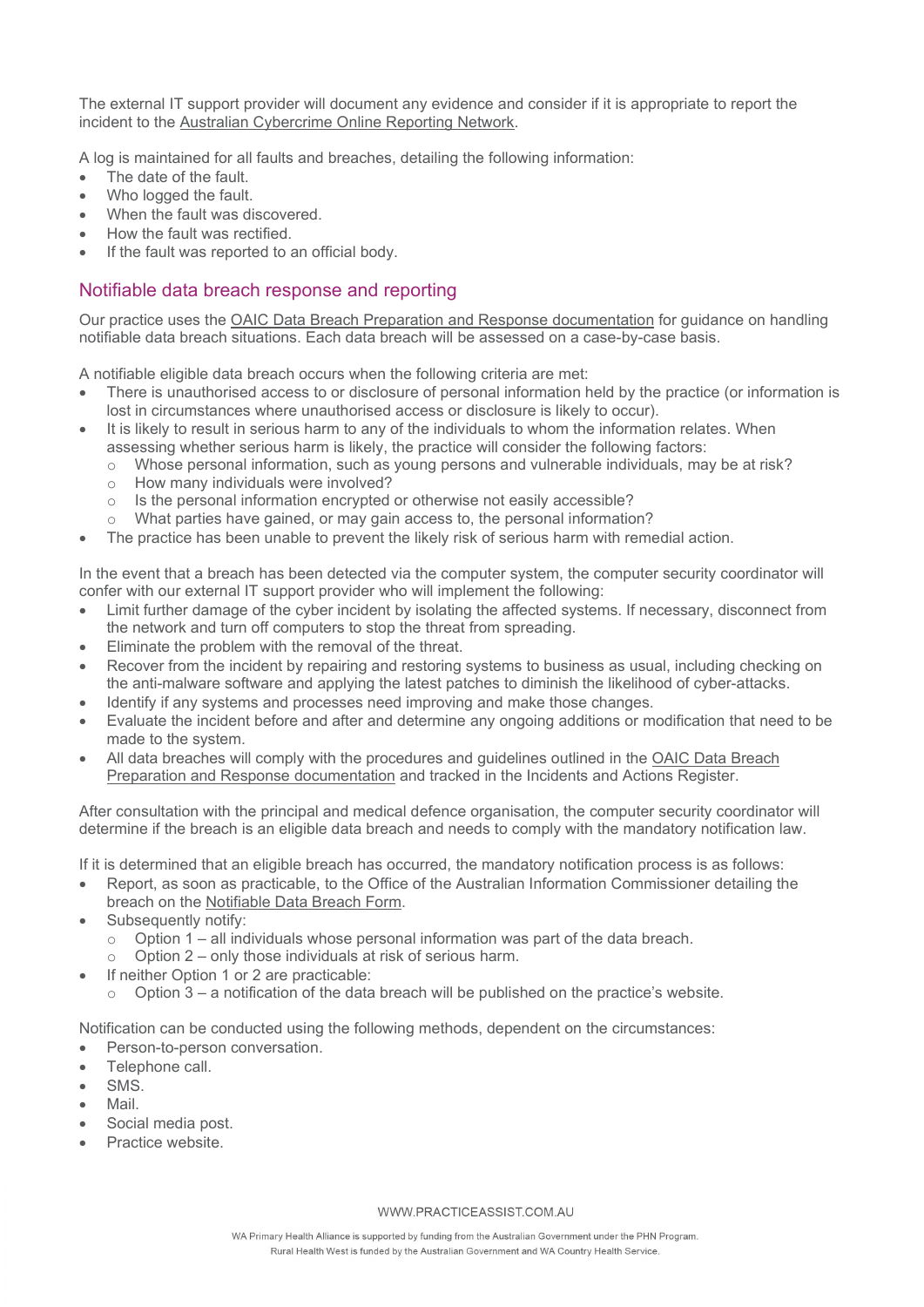The external IT support provider will document any evidence and consider if it is appropriate to report the incident to the Australian Cybercrime Online Reporting Network.

A log is maintained for all faults and breaches, detailing the following information:

- The date of the fault.
- Who logged the fault.
- When the fault was discovered.
- How the fault was rectified.
- If the fault was reported to an official body.

## Notifiable data breach response and reporting

Our practice uses the OAIC Data Breach Preparation and Response documentation for guidance on handling notifiable data breach situations. Each data breach will be assessed on a case-by-case basis.

A notifiable eligible data breach occurs when the following criteria are met:

- There is unauthorised access to or disclosure of personal information held by the practice (or information is lost in circumstances where unauthorised access or disclosure is likely to occur).
- It is likely to result in serious harm to any of the individuals to whom the information relates. When assessing whether serious harm is likely, the practice will consider the following factors:
  - Whose personal information, such as young persons and vulnerable individuals, may be at risk?
  - How many individuals were involved?
  - Is the personal information encrypted or otherwise not easily accessible?
  - What parties have gained, or may gain access to, the personal information?
- The practice has been unable to prevent the likely risk of serious harm with remedial action.

In the event that a breach has been detected via the computer system, the computer security coordinator will confer with our external IT support provider who will implement the following:

- Limit further damage of the cyber incident by isolating the affected systems. If necessary, disconnect from the network and turn off computers to stop the threat from spreading.
- Eliminate the problem with the removal of the threat.
- Recover from the incident by repairing and restoring systems to business as usual, including checking on the anti-malware software and applying the latest patches to diminish the likelihood of cyber-attacks.
- Identify if any systems and processes need improving and make those changes.
- Evaluate the incident before and after and determine any ongoing additions or modification that need to be made to the system.
- All data breaches will comply with the procedures and guidelines outlined in the OAIC Data Breach Preparation and Response documentation and tracked in the Incidents and Actions Register.

After consultation with the principal and medical defence organisation, the computer security coordinator will determine if the breach is an eligible data breach and needs to comply with the mandatory notification law.

If it is determined that an eligible breach has occurred, the mandatory notification process is as follows:

- Report, as soon as practicable, to the Office of the Australian Information Commissioner detailing the breach on the Notifiable Data Breach Form.
- Subsequently notify:
  - Option 1 – all individuals whose personal information was part of the data breach.
  - Option 2 – only those individuals at risk of serious harm.
- If neither Option 1 or 2 are practicable:
  - Option 3 – a notification of the data breach will be published on the practice's website.

Notification can be conducted using the following methods, dependent on the circumstances:

- Person-to-person conversation.
- Telephone call.
- SMS.
- Mail.
- Social media post.
- Practice website.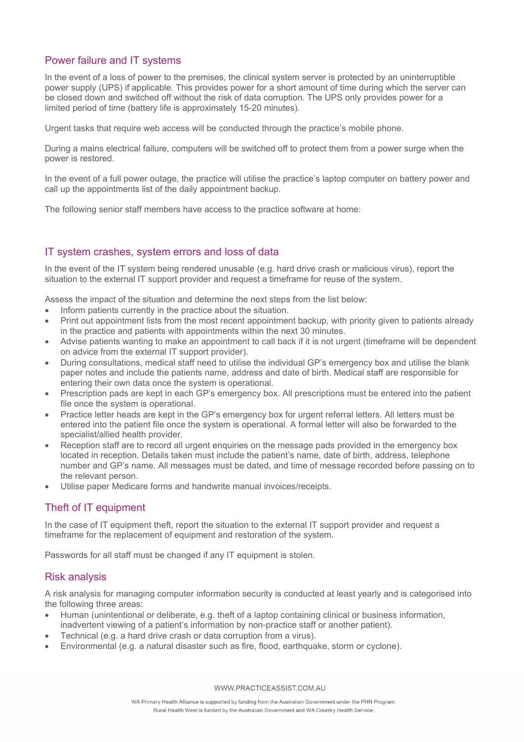## Power failure and IT systems

In the event of a loss of power to the premises, the clinical system server is protected by an uninterruptible power supply (UPS) if applicable. This provides power for a short amount of time during which the server can be closed down and switched off without the risk of data corruption. The UPS only provides power for a limited period of time (battery life is approximately 15-20 minutes).

Urgent tasks that require web access will be conducted through the practice's mobile phone.

During a mains electrical failure, computers will be switched off to protect them from a power surge when the power is restored.

In the event of a full power outage, the practice will utilise the practice's laptop computer on battery power and call up the appointments list of the daily appointment backup.

The following senior staff members have access to the practice software at home:

## IT system crashes, system errors and loss of data

In the event of the IT system being rendered unusable (e.g. hard drive crash or malicious virus), report the situation to the external IT support provider and request a timeframe for reuse of the system.

Assess the impact of the situation and determine the next steps from the list below:

- Inform patients currently in the practice about the situation.
- Print out appointment lists from the most recent appointment backup, with priority given to patients already in the practice and patients with appointments within the next 30 minutes.
- Advise patients wanting to make an appointment to call back if it is not urgent (timeframe will be dependent on advice from the external IT support provider).
- During consultations, medical staff need to utilise the individual GP's emergency box and utilise the blank paper notes and include the patients name, address and date of birth. Medical staff are responsible for entering their own data once the system is operational.
- Prescription pads are kept in each GP's emergency box. All prescriptions must be entered into the patient file once the system is operational.
- Practice letter heads are kept in the GP's emergency box for urgent referral letters. All letters must be entered into the patient file once the system is operational. A formal letter will also be forwarded to the specialist/allied health provider.
- Reception staff are to record all urgent enquiries on the message pads provided in the emergency box located in reception. Details taken must include the patient's name, date of birth, address, telephone number and GP's name. All messages must be dated, and time of message recorded before passing on to the relevant person.
- Utilise paper Medicare forms and handwrite manual invoices/receipts.

## Theft of IT equipment

In the case of IT equipment theft, report the situation to the external IT support provider and request a timeframe for the replacement of equipment and restoration of the system.

Passwords for all staff must be changed if any IT equipment is stolen.

## Risk analysis

A risk analysis for managing computer information security is conducted at least yearly and is categorised into the following three areas:

- Human (unintentional or deliberate, e.g. theft of a laptop containing clinical or business information, inadvertent viewing of a patient's information by non-practice staff or another patient).
- Technical (e.g. a hard drive crash or data corruption from a virus).
- Environmental (e.g. a natural disaster such as fire, flood, earthquake, storm or cyclone).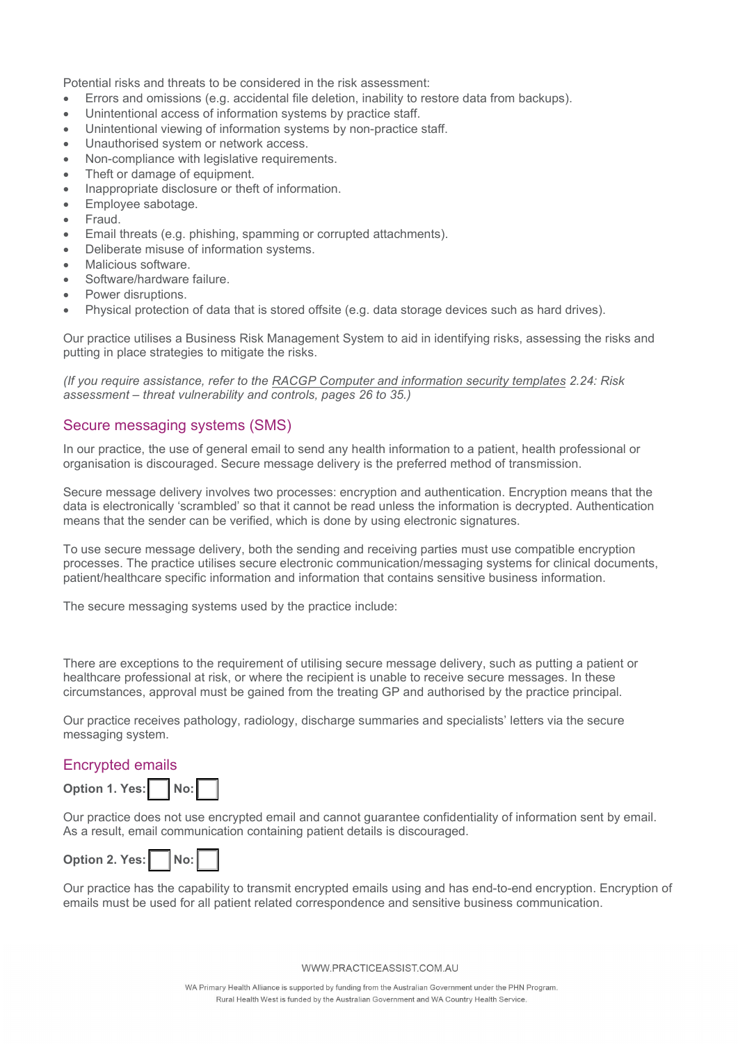Potential risks and threats to be considered in the risk assessment:

- Errors and omissions (e.g. accidental file deletion, inability to restore data from backups).
- Unintentional access of information systems by practice staff.
- Unintentional viewing of information systems by non-practice staff.
- Unauthorised system or network access.
- Non-compliance with legislative requirements.
- Theft or damage of equipment.
- Inappropriate disclosure or theft of information.
- Employee sabotage.
- Fraud.
- Email threats (e.g. phishing, spamming or corrupted attachments).
- Deliberate misuse of information systems.
- Malicious software.
- Software/hardware failure.
- Power disruptions.
- Physical protection of data that is stored offsite (e.g. data storage devices such as hard drives).

Our practice utilises a Business Risk Management System to aid in identifying risks, assessing the risks and putting in place strategies to mitigate the risks.

*(If you require assistance, refer to the RACGP Computer and information security templates 2.24: Risk assessment – threat vulnerability and controls, pages 26 to 35.)*

## Secure messaging systems (SMS)

In our practice, the use of general email to send any health information to a patient, health professional or organisation is discouraged. Secure message delivery is the preferred method of transmission.

Secure message delivery involves two processes: encryption and authentication. Encryption means that the data is electronically 'scrambled' so that it cannot be read unless the information is decrypted. Authentication means that the sender can be verified, which is done by using electronic signatures.

To use secure message delivery, both the sending and receiving parties must use compatible encryption processes. The practice utilises secure electronic communication/messaging systems for clinical documents, patient/healthcare specific information and information that contains sensitive business information.

The secure messaging systems used by the practice include:

There are exceptions to the requirement of utilising secure message delivery, such as putting a patient or healthcare professional at risk, or where the recipient is unable to receive secure messages. In these circumstances, approval must be gained from the treating GP and authorised by the practice principal.

Our practice receives pathology, radiology, discharge summaries and specialists' letters via the secure messaging system.

## Encrypted emails

**Option 1. Yes:** ☐ **No:** ☐

Our practice does not use encrypted email and cannot guarantee confidentiality of information sent by email. As a result, email communication containing patient details is discouraged.

**Option 2. Yes:** ☐ **No:** ☐

Our practice has the capability to transmit encrypted emails using and has end-to-end encryption. Encryption of emails must be used for all patient related correspondence and sensitive business communication.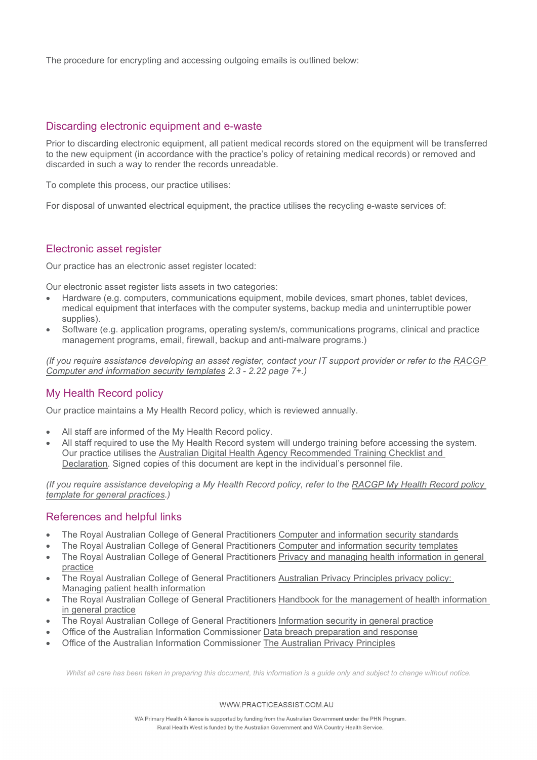The procedure for encrypting and accessing outgoing emails is outlined below:

## Discarding electronic equipment and e-waste

Prior to discarding electronic equipment, all patient medical records stored on the equipment will be transferred to the new equipment (in accordance with the practice's policy of retaining medical records) or removed and discarded in such a way to render the records unreadable.

To complete this process, our practice utilises:

For disposal of unwanted electrical equipment, the practice utilises the recycling e-waste services of:

## Electronic asset register

Our practice has an electronic asset register located:

Our electronic asset register lists assets in two categories:

- Hardware (e.g. computers, communications equipment, mobile devices, smart phones, tablet devices, medical equipment that interfaces with the computer systems, backup media and uninterruptible power supplies).
- Software (e.g. application programs, operating system/s, communications programs, clinical and practice management programs, email, firewall, backup and anti-malware programs.)

*(If you require assistance developing an asset register, contact your IT support provider or refer to the RACGP Computer and information security templates 2.3 - 2.22 page 7+.)*

## My Health Record policy

Our practice maintains a My Health Record policy, which is reviewed annually.

- All staff are informed of the My Health Record policy.
- All staff required to use the My Health Record system will undergo training before accessing the system. Our practice utilises the Australian Digital Health Agency Recommended Training Checklist and Declaration. Signed copies of this document are kept in the individual's personnel file.

*(If you require assistance developing a My Health Record policy, refer to the RACGP My Health Record policy template for general practices.)*

## References and helpful links

- The Royal Australian College of General Practitioners Computer and information security standards
- The Royal Australian College of General Practitioners Computer and information security templates
- The Royal Australian College of General Practitioners Privacy and managing health information in general practice
- The Royal Australian College of General Practitioners Australian Privacy Principles privacy policy: Managing patient health information
- The Royal Australian College of General Practitioners Handbook for the management of health information in general practice
- The Royal Australian College of General Practitioners Information security in general practice
- Office of the Australian Information Commissioner Data breach preparation and response
- Office of the Australian Information Commissioner The Australian Privacy Principles

*Whilst all care has been taken in preparing this document, this information is a guide only and subject to change without notice.*

WWW.PRACTICEASSIST.COM.AU

WA Primary Health Alliance is supported by funding from the Australian Government under the PHN Program.
Rural Health West is funded by the Australian Government and WA Country Health Service.